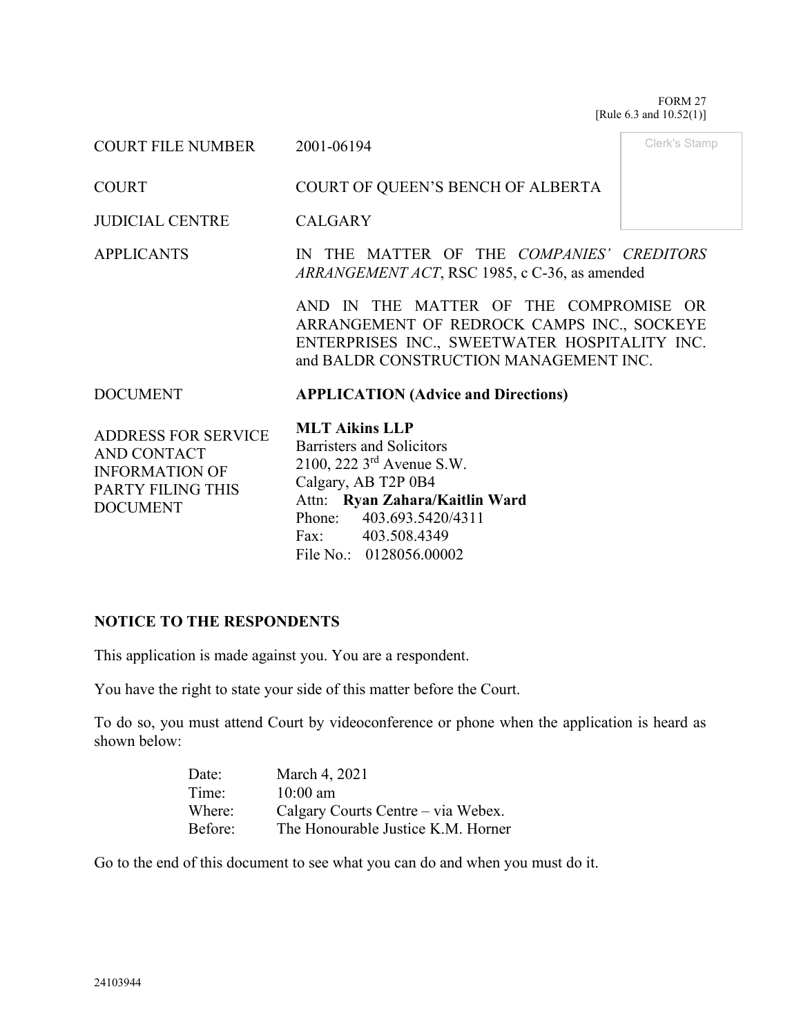FORM 27
[Rule 6.3 and 10.52(1)]

| | | |
|---|---|---|
| COURT FILE NUMBER | 2001-06194 | Clerk's Stamp |
| COURT | COURT OF QUEEN'S BENCH OF ALBERTA | |
| JUDICIAL CENTRE | CALGARY | |
| APPLICANTS | IN THE MATTER OF THE *COMPANIES' CREDITORS ARRANGEMENT ACT*, RSC 1985, c C-36, as amended<br><br>AND IN THE MATTER OF THE COMPROMISE OR ARRANGEMENT OF REDROCK CAMPS INC., SOCKEYE ENTERPRISES INC., SWEETWATER HOSPITALITY INC. and BALDR CONSTRUCTION MANAGEMENT INC. | |
| DOCUMENT | **APPLICATION (Advice and Directions)** | |
| ADDRESS FOR SERVICE AND CONTACT INFORMATION OF PARTY FILING THIS DOCUMENT | **MLT Aikins LLP**<br>Barristers and Solicitors<br>2100, 222 3rd Avenue S.W.<br>Calgary, AB T2P 0B4<br>Attn: **Ryan Zahara/Kaitlin Ward**<br>Phone: 403.693.5420/4311<br>Fax: 403.508.4349<br>File No.: 0128056.00002 | |

## NOTICE TO THE RESPONDENTS

This application is made against you. You are a respondent.

You have the right to state your side of this matter before the Court.

To do so, you must attend Court by videoconference or phone when the application is heard as shown below:

| | |
|---|---|
| Date: | March 4, 2021 |
| Time: | 10:00 am |
| Where: | Calgary Courts Centre – via Webex. |
| Before: | The Honourable Justice K.M. Horner |

Go to the end of this document to see what you can do and when you must do it.

24103944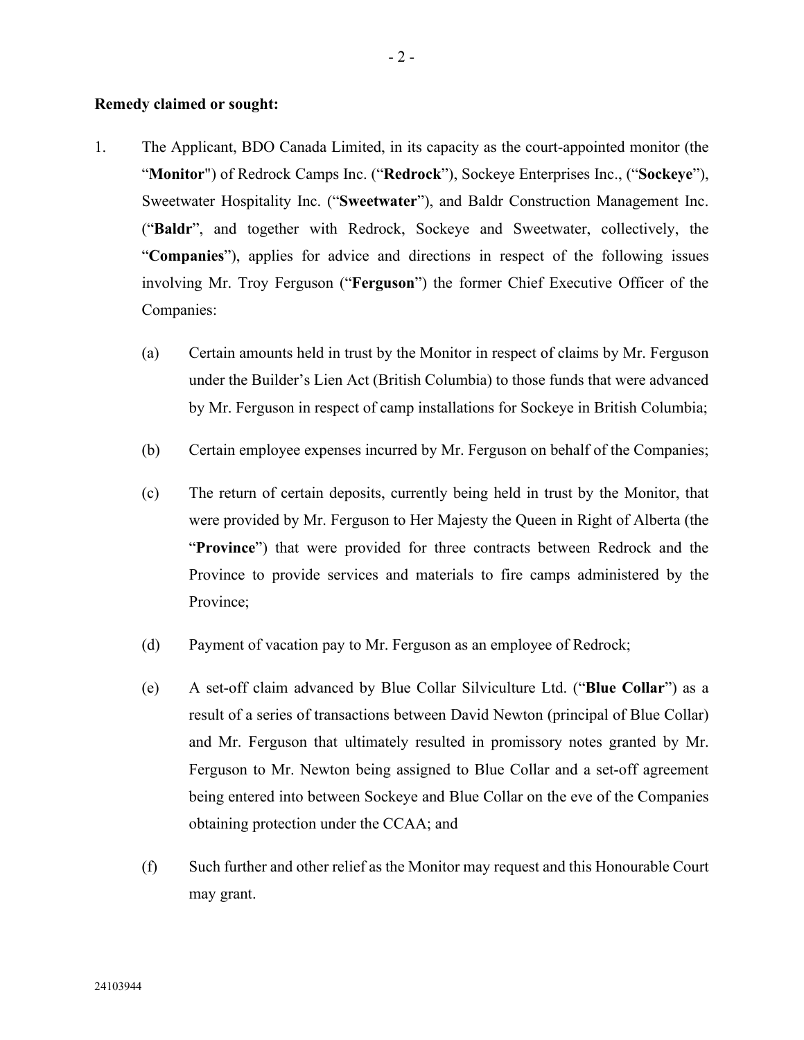**Remedy claimed or sought:**

1. The Applicant, BDO Canada Limited, in its capacity as the court-appointed monitor (the "**Monitor**") of Redrock Camps Inc. ("**Redrock**"), Sockeye Enterprises Inc., ("**Sockeye**"), Sweetwater Hospitality Inc. ("**Sweetwater**"), and Baldr Construction Management Inc. ("**Baldr**", and together with Redrock, Sockeye and Sweetwater, collectively, the "**Companies**"), applies for advice and directions in respect of the following issues involving Mr. Troy Ferguson ("**Ferguson**") the former Chief Executive Officer of the Companies:

   (a) Certain amounts held in trust by the Monitor in respect of claims by Mr. Ferguson under the Builder's Lien Act (British Columbia) to those funds that were advanced by Mr. Ferguson in respect of camp installations for Sockeye in British Columbia;

   (b) Certain employee expenses incurred by Mr. Ferguson on behalf of the Companies;

   (c) The return of certain deposits, currently being held in trust by the Monitor, that were provided by Mr. Ferguson to Her Majesty the Queen in Right of Alberta (the "**Province**") that were provided for three contracts between Redrock and the Province to provide services and materials to fire camps administered by the Province;

   (d) Payment of vacation pay to Mr. Ferguson as an employee of Redrock;

   (e) A set-off claim advanced by Blue Collar Silviculture Ltd. ("**Blue Collar**") as a result of a series of transactions between David Newton (principal of Blue Collar) and Mr. Ferguson that ultimately resulted in promissory notes granted by Mr. Ferguson to Mr. Newton being assigned to Blue Collar and a set-off agreement being entered into between Sockeye and Blue Collar on the eve of the Companies obtaining protection under the CCAA; and

   (f) Such further and other relief as the Monitor may request and this Honourable Court may grant.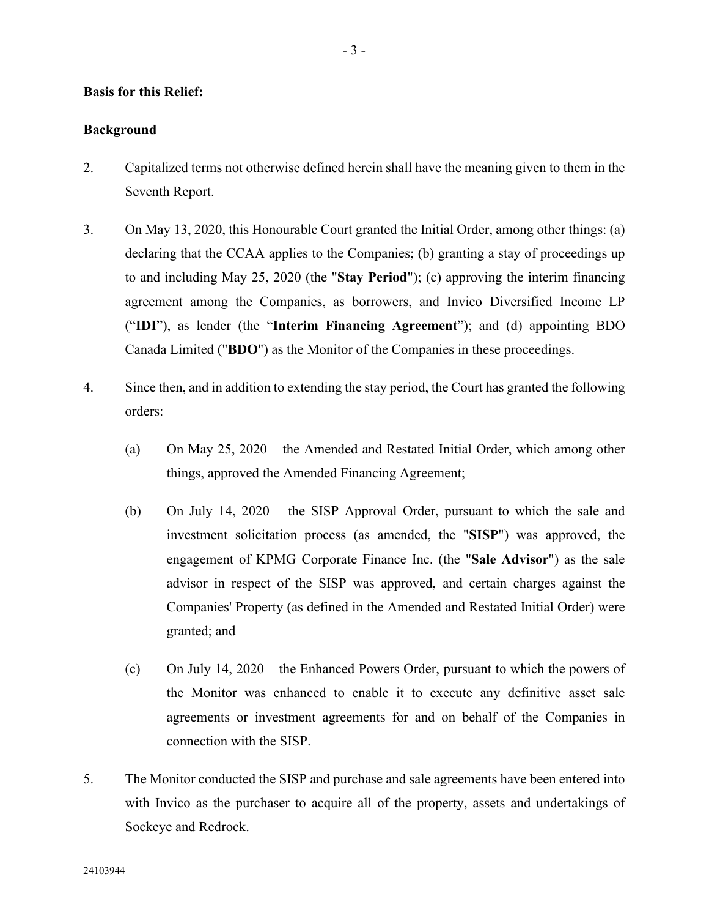**Basis for this Relief:**

**Background**

2. Capitalized terms not otherwise defined herein shall have the meaning given to them in the Seventh Report.

3. On May 13, 2020, this Honourable Court granted the Initial Order, among other things: (a) declaring that the CCAA applies to the Companies; (b) granting a stay of proceedings up to and including May 25, 2020 (the "**Stay Period**"); (c) approving the interim financing agreement among the Companies, as borrowers, and Invico Diversified Income LP ("**IDI**"), as lender (the "**Interim Financing Agreement**"); and (d) appointing BDO Canada Limited ("**BDO**") as the Monitor of the Companies in these proceedings.

4. Since then, and in addition to extending the stay period, the Court has granted the following orders:

   (a) On May 25, 2020 – the Amended and Restated Initial Order, which among other things, approved the Amended Financing Agreement;

   (b) On July 14, 2020 – the SISP Approval Order, pursuant to which the sale and investment solicitation process (as amended, the "**SISP**") was approved, the engagement of KPMG Corporate Finance Inc. (the "**Sale Advisor**") as the sale advisor in respect of the SISP was approved, and certain charges against the Companies' Property (as defined in the Amended and Restated Initial Order) were granted; and

   (c) On July 14, 2020 – the Enhanced Powers Order, pursuant to which the powers of the Monitor was enhanced to enable it to execute any definitive asset sale agreements or investment agreements for and on behalf of the Companies in connection with the SISP.

5. The Monitor conducted the SISP and purchase and sale agreements have been entered into with Invico as the purchaser to acquire all of the property, assets and undertakings of Sockeye and Redrock.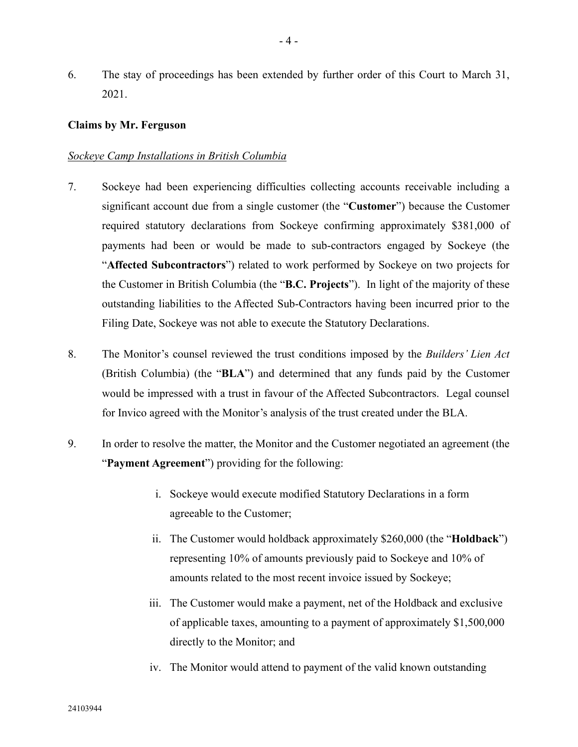6. The stay of proceedings has been extended by further order of this Court to March 31, 2021.

**Claims by Mr. Ferguson**

*Sockeye Camp Installations in British Columbia*

7. Sockeye had been experiencing difficulties collecting accounts receivable including a significant account due from a single customer (the "**Customer**") because the Customer required statutory declarations from Sockeye confirming approximately $381,000 of payments had been or would be made to sub-contractors engaged by Sockeye (the "**Affected Subcontractors**") related to work performed by Sockeye on two projects for the Customer in British Columbia (the "**B.C. Projects**"). In light of the majority of these outstanding liabilities to the Affected Sub-Contractors having been incurred prior to the Filing Date, Sockeye was not able to execute the Statutory Declarations.

8. The Monitor's counsel reviewed the trust conditions imposed by the *Builders' Lien Act* (British Columbia) (the "**BLA**") and determined that any funds paid by the Customer would be impressed with a trust in favour of the Affected Subcontractors. Legal counsel for Invico agreed with the Monitor's analysis of the trust created under the BLA.

9. In order to resolve the matter, the Monitor and the Customer negotiated an agreement (the "**Payment Agreement**") providing for the following:

   i. Sockeye would execute modified Statutory Declarations in a form agreeable to the Customer;

   ii. The Customer would holdback approximately $260,000 (the "**Holdback**") representing 10% of amounts previously paid to Sockeye and 10% of amounts related to the most recent invoice issued by Sockeye;

   iii. The Customer would make a payment, net of the Holdback and exclusive of applicable taxes, amounting to a payment of approximately $1,500,000 directly to the Monitor; and

   iv. The Monitor would attend to payment of the valid known outstanding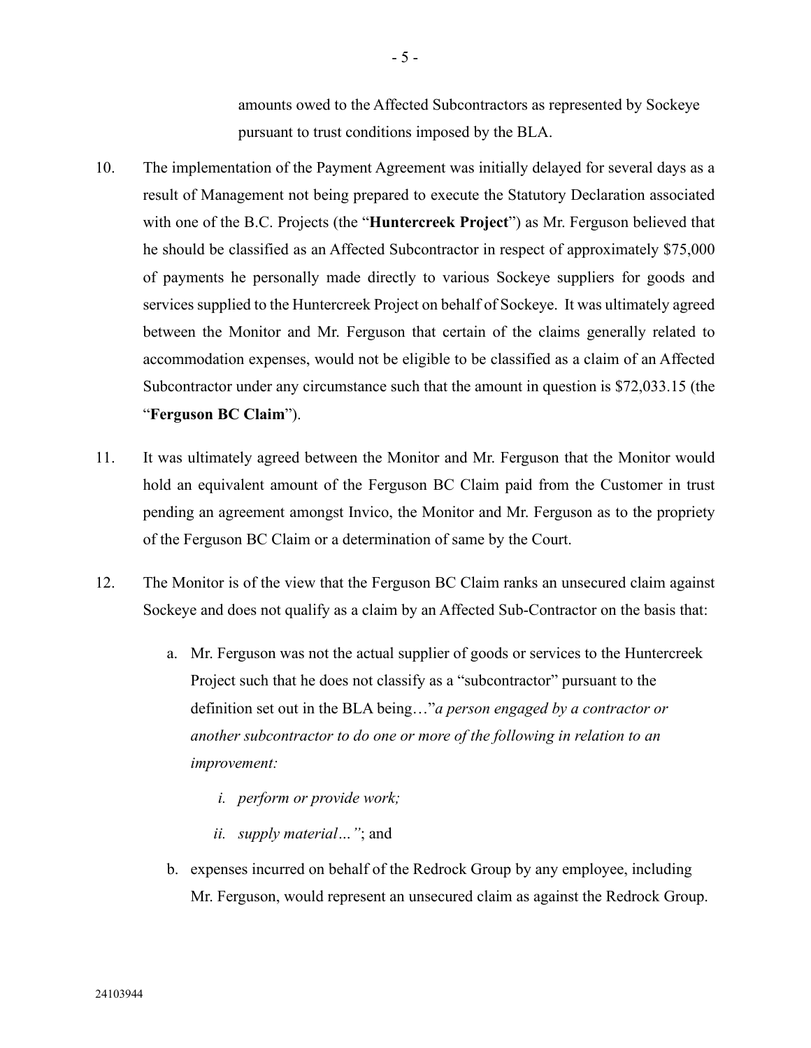amounts owed to the Affected Subcontractors as represented by Sockeye pursuant to trust conditions imposed by the BLA.

10. The implementation of the Payment Agreement was initially delayed for several days as a result of Management not being prepared to execute the Statutory Declaration associated with one of the B.C. Projects (the "**Huntercreek Project**") as Mr. Ferguson believed that he should be classified as an Affected Subcontractor in respect of approximately $75,000 of payments he personally made directly to various Sockeye suppliers for goods and services supplied to the Huntercreek Project on behalf of Sockeye. It was ultimately agreed between the Monitor and Mr. Ferguson that certain of the claims generally related to accommodation expenses, would not be eligible to be classified as a claim of an Affected Subcontractor under any circumstance such that the amount in question is $72,033.15 (the "**Ferguson BC Claim**").

11. It was ultimately agreed between the Monitor and Mr. Ferguson that the Monitor would hold an equivalent amount of the Ferguson BC Claim paid from the Customer in trust pending an agreement amongst Invico, the Monitor and Mr. Ferguson as to the propriety of the Ferguson BC Claim or a determination of same by the Court.

12. The Monitor is of the view that the Ferguson BC Claim ranks an unsecured claim against Sockeye and does not qualify as a claim by an Affected Sub-Contractor on the basis that:

    a. Mr. Ferguson was not the actual supplier of goods or services to the Huntercreek Project such that he does not classify as a "subcontractor" pursuant to the definition set out in the BLA being…"*a person engaged by a contractor or another subcontractor to do one or more of the following in relation to an improvement:*

       *i. perform or provide work;*

       *ii. supply material…"*; and

    b. expenses incurred on behalf of the Redrock Group by any employee, including Mr. Ferguson, would represent an unsecured claim as against the Redrock Group.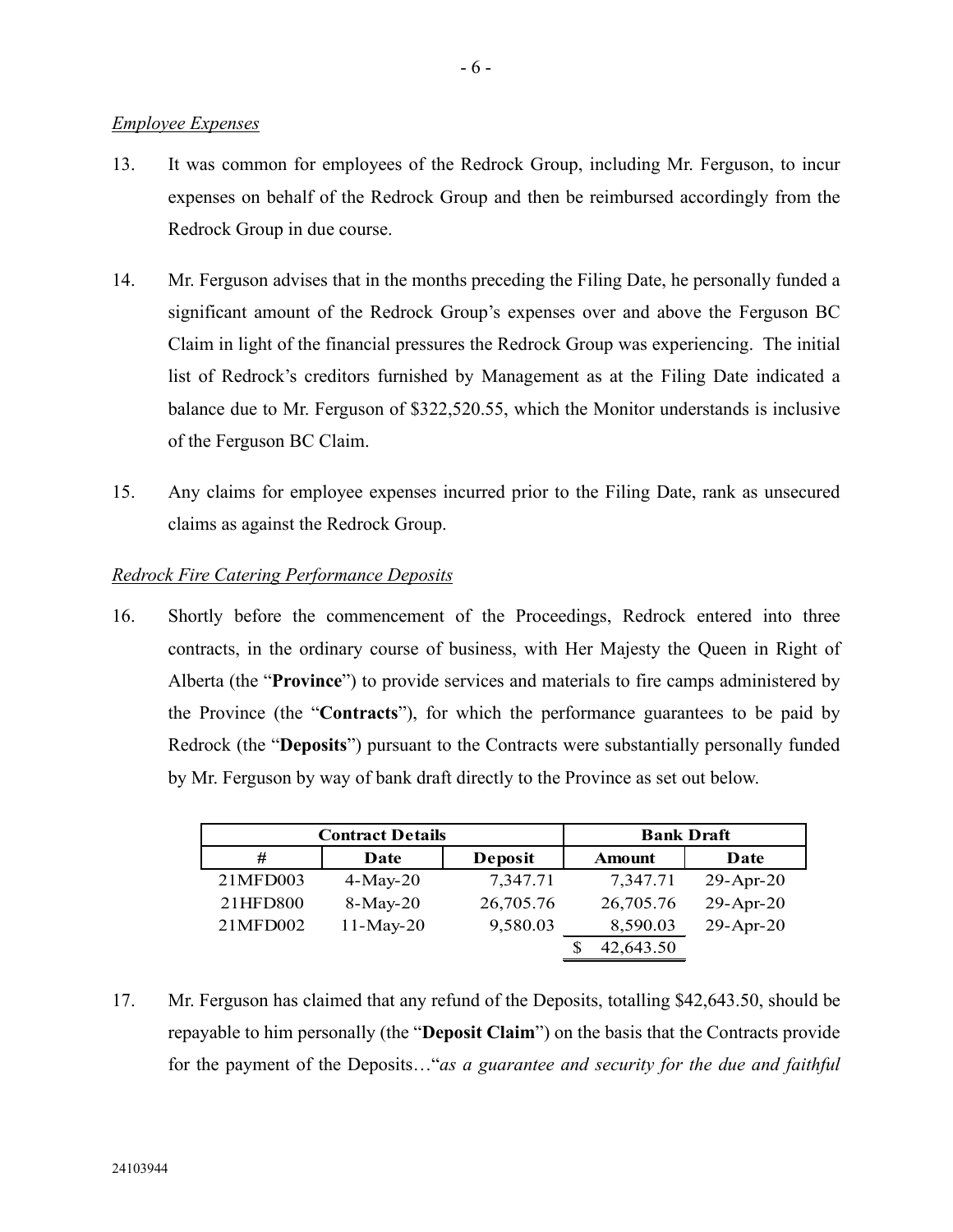*Employee Expenses*

13. It was common for employees of the Redrock Group, including Mr. Ferguson, to incur expenses on behalf of the Redrock Group and then be reimbursed accordingly from the Redrock Group in due course.

14. Mr. Ferguson advises that in the months preceding the Filing Date, he personally funded a significant amount of the Redrock Group's expenses over and above the Ferguson BC Claim in light of the financial pressures the Redrock Group was experiencing. The initial list of Redrock's creditors furnished by Management as at the Filing Date indicated a balance due to Mr. Ferguson of $322,520.55, which the Monitor understands is inclusive of the Ferguson BC Claim.

15. Any claims for employee expenses incurred prior to the Filing Date, rank as unsecured claims as against the Redrock Group.

*Redrock Fire Catering Performance Deposits*

16. Shortly before the commencement of the Proceedings, Redrock entered into three contracts, in the ordinary course of business, with Her Majesty the Queen in Right of Alberta (the "**Province**") to provide services and materials to fire camps administered by the Province (the "**Contracts**"), for which the performance guarantees to be paid by Redrock (the "**Deposits**") pursuant to the Contracts were substantially personally funded by Mr. Ferguson by way of bank draft directly to the Province as set out below.

| Contract Details | | | Bank Draft | |
|---|---|---|---|---|
| # | Date | Deposit | Amount | Date |
| 21MFD003 | 4-May-20 | 7,347.71 | 7,347.71 | 29-Apr-20 |
| 21HFD800 | 8-May-20 | 26,705.76 | 26,705.76 | 29-Apr-20 |
| 21MFD002 | 11-May-20 | 9,580.03 | 8,590.03 | 29-Apr-20 |
| | | | $ 42,643.50 | |

17. Mr. Ferguson has claimed that any refund of the Deposits, totalling $42,643.50, should be repayable to him personally (the "**Deposit Claim**") on the basis that the Contracts provide for the payment of the Deposits…"*as a guarantee and security for the due and faithful*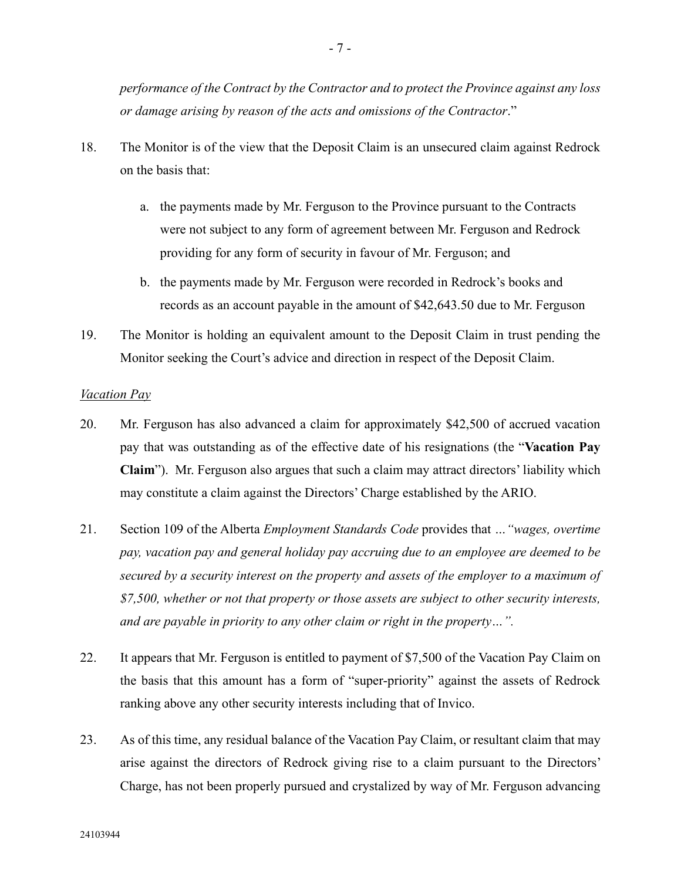*performance of the Contract by the Contractor and to protect the Province against any loss or damage arising by reason of the acts and omissions of the Contractor*."

18. The Monitor is of the view that the Deposit Claim is an unsecured claim against Redrock on the basis that:

    a. the payments made by Mr. Ferguson to the Province pursuant to the Contracts were not subject to any form of agreement between Mr. Ferguson and Redrock providing for any form of security in favour of Mr. Ferguson; and

    b. the payments made by Mr. Ferguson were recorded in Redrock's books and records as an account payable in the amount of $42,643.50 due to Mr. Ferguson

19. The Monitor is holding an equivalent amount to the Deposit Claim in trust pending the Monitor seeking the Court's advice and direction in respect of the Deposit Claim.

*Vacation Pay*

20. Mr. Ferguson has also advanced a claim for approximately $42,500 of accrued vacation pay that was outstanding as of the effective date of his resignations (the "**Vacation Pay Claim**"). Mr. Ferguson also argues that such a claim may attract directors' liability which may constitute a claim against the Directors' Charge established by the ARIO.

21. Section 109 of the Alberta *Employment Standards Code* provides that …*"wages, overtime pay, vacation pay and general holiday pay accruing due to an employee are deemed to be secured by a security interest on the property and assets of the employer to a maximum of $7,500, whether or not that property or those assets are subject to other security interests, and are payable in priority to any other claim or right in the property…"*.

22. It appears that Mr. Ferguson is entitled to payment of $7,500 of the Vacation Pay Claim on the basis that this amount has a form of "super-priority" against the assets of Redrock ranking above any other security interests including that of Invico.

23. As of this time, any residual balance of the Vacation Pay Claim, or resultant claim that may arise against the directors of Redrock giving rise to a claim pursuant to the Directors' Charge, has not been properly pursued and crystalized by way of Mr. Ferguson advancing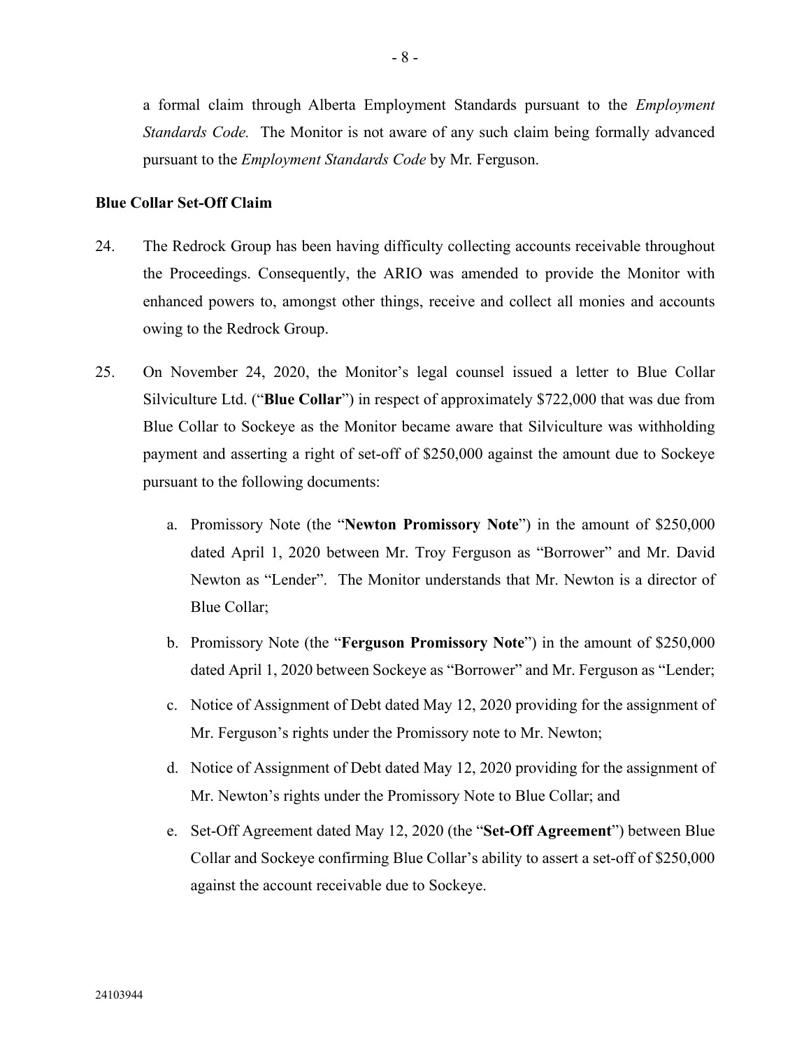a formal claim through Alberta Employment Standards pursuant to the *Employment Standards Code.* The Monitor is not aware of any such claim being formally advanced pursuant to the *Employment Standards Code* by Mr. Ferguson.

**Blue Collar Set-Off Claim**

24. The Redrock Group has been having difficulty collecting accounts receivable throughout the Proceedings. Consequently, the ARIO was amended to provide the Monitor with enhanced powers to, amongst other things, receive and collect all monies and accounts owing to the Redrock Group.

25. On November 24, 2020, the Monitor's legal counsel issued a letter to Blue Collar Silviculture Ltd. ("**Blue Collar**") in respect of approximately $722,000 that was due from Blue Collar to Sockeye as the Monitor became aware that Silviculture was withholding payment and asserting a right of set-off of $250,000 against the amount due to Sockeye pursuant to the following documents:

    a. Promissory Note (the "**Newton Promissory Note**") in the amount of $250,000 dated April 1, 2020 between Mr. Troy Ferguson as "Borrower" and Mr. David Newton as "Lender". The Monitor understands that Mr. Newton is a director of Blue Collar;

    b. Promissory Note (the "**Ferguson Promissory Note**") in the amount of $250,000 dated April 1, 2020 between Sockeye as "Borrower" and Mr. Ferguson as "Lender;

    c. Notice of Assignment of Debt dated May 12, 2020 providing for the assignment of Mr. Ferguson's rights under the Promissory note to Mr. Newton;

    d. Notice of Assignment of Debt dated May 12, 2020 providing for the assignment of Mr. Newton's rights under the Promissory Note to Blue Collar; and

    e. Set-Off Agreement dated May 12, 2020 (the "**Set-Off Agreement**") between Blue Collar and Sockeye confirming Blue Collar's ability to assert a set-off of $250,000 against the account receivable due to Sockeye.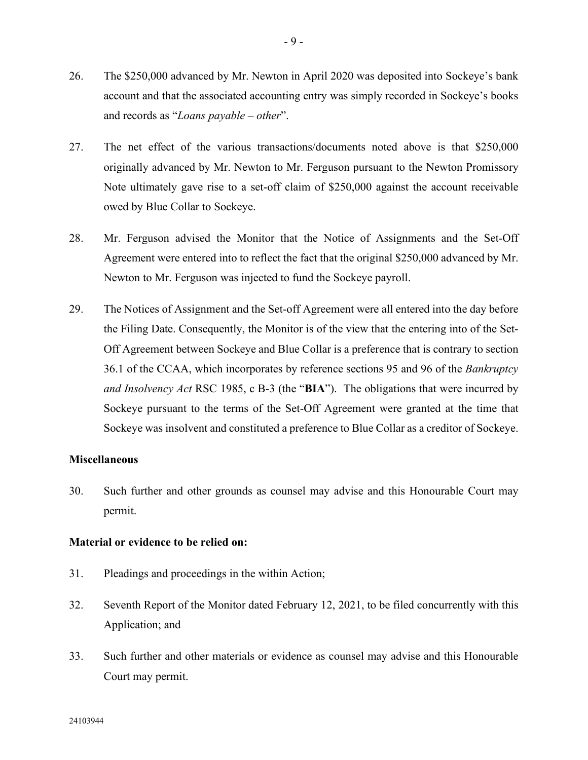26. The $250,000 advanced by Mr. Newton in April 2020 was deposited into Sockeye's bank account and that the associated accounting entry was simply recorded in Sockeye's books and records as "*Loans payable – other*".

27. The net effect of the various transactions/documents noted above is that $250,000 originally advanced by Mr. Newton to Mr. Ferguson pursuant to the Newton Promissory Note ultimately gave rise to a set-off claim of $250,000 against the account receivable owed by Blue Collar to Sockeye.

28. Mr. Ferguson advised the Monitor that the Notice of Assignments and the Set-Off Agreement were entered into to reflect the fact that the original $250,000 advanced by Mr. Newton to Mr. Ferguson was injected to fund the Sockeye payroll.

29. The Notices of Assignment and the Set-off Agreement were all entered into the day before the Filing Date. Consequently, the Monitor is of the view that the entering into of the Set-Off Agreement between Sockeye and Blue Collar is a preference that is contrary to section 36.1 of the CCAA, which incorporates by reference sections 95 and 96 of the *Bankruptcy and Insolvency Act* RSC 1985, c B-3 (the "**BIA**"). The obligations that were incurred by Sockeye pursuant to the terms of the Set-Off Agreement were granted at the time that Sockeye was insolvent and constituted a preference to Blue Collar as a creditor of Sockeye.

**Miscellaneous**

30. Such further and other grounds as counsel may advise and this Honourable Court may permit.

**Material or evidence to be relied on:**

31. Pleadings and proceedings in the within Action;

32. Seventh Report of the Monitor dated February 12, 2021, to be filed concurrently with this Application; and

33. Such further and other materials or evidence as counsel may advise and this Honourable Court may permit.

24103944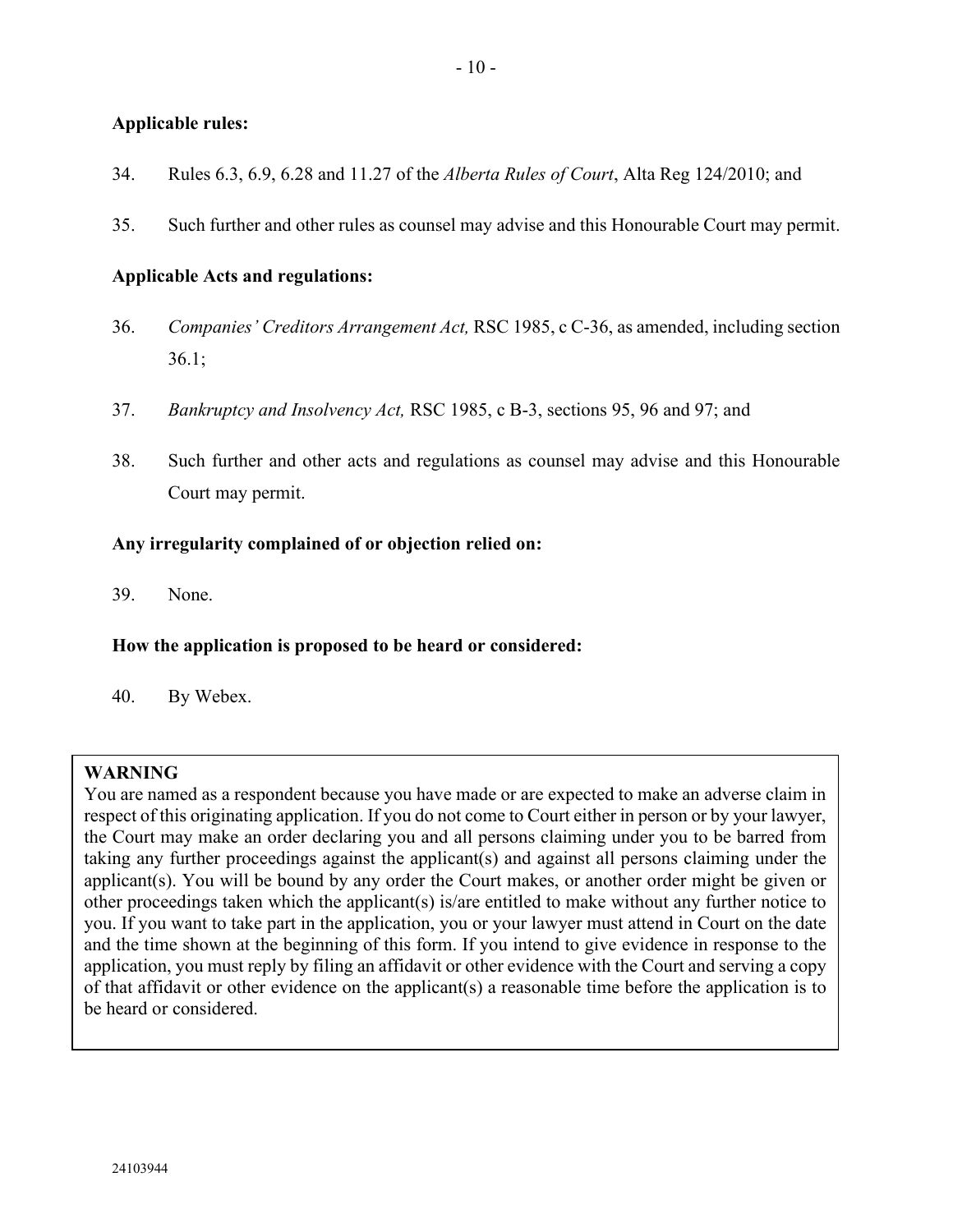**Applicable rules:**

34. Rules 6.3, 6.9, 6.28 and 11.27 of the *Alberta Rules of Court*, Alta Reg 124/2010; and

35. Such further and other rules as counsel may advise and this Honourable Court may permit.

**Applicable Acts and regulations:**

36. *Companies' Creditors Arrangement Act,* RSC 1985, c C-36, as amended, including section 36.1;

37. *Bankruptcy and Insolvency Act,* RSC 1985, c B-3, sections 95, 96 and 97; and

38. Such further and other acts and regulations as counsel may advise and this Honourable Court may permit.

**Any irregularity complained of or objection relied on:**

39. None.

**How the application is proposed to be heard or considered:**

40. By Webex.

**WARNING**

You are named as a respondent because you have made or are expected to make an adverse claim in respect of this originating application. If you do not come to Court either in person or by your lawyer, the Court may make an order declaring you and all persons claiming under you to be barred from taking any further proceedings against the applicant(s) and against all persons claiming under the applicant(s). You will be bound by any order the Court makes, or another order might be given or other proceedings taken which the applicant(s) is/are entitled to make without any further notice to you. If you want to take part in the application, you or your lawyer must attend in Court on the date and the time shown at the beginning of this form. If you intend to give evidence in response to the application, you must reply by filing an affidavit or other evidence with the Court and serving a copy of that affidavit or other evidence on the applicant(s) a reasonable time before the application is to be heard or considered.

24103944